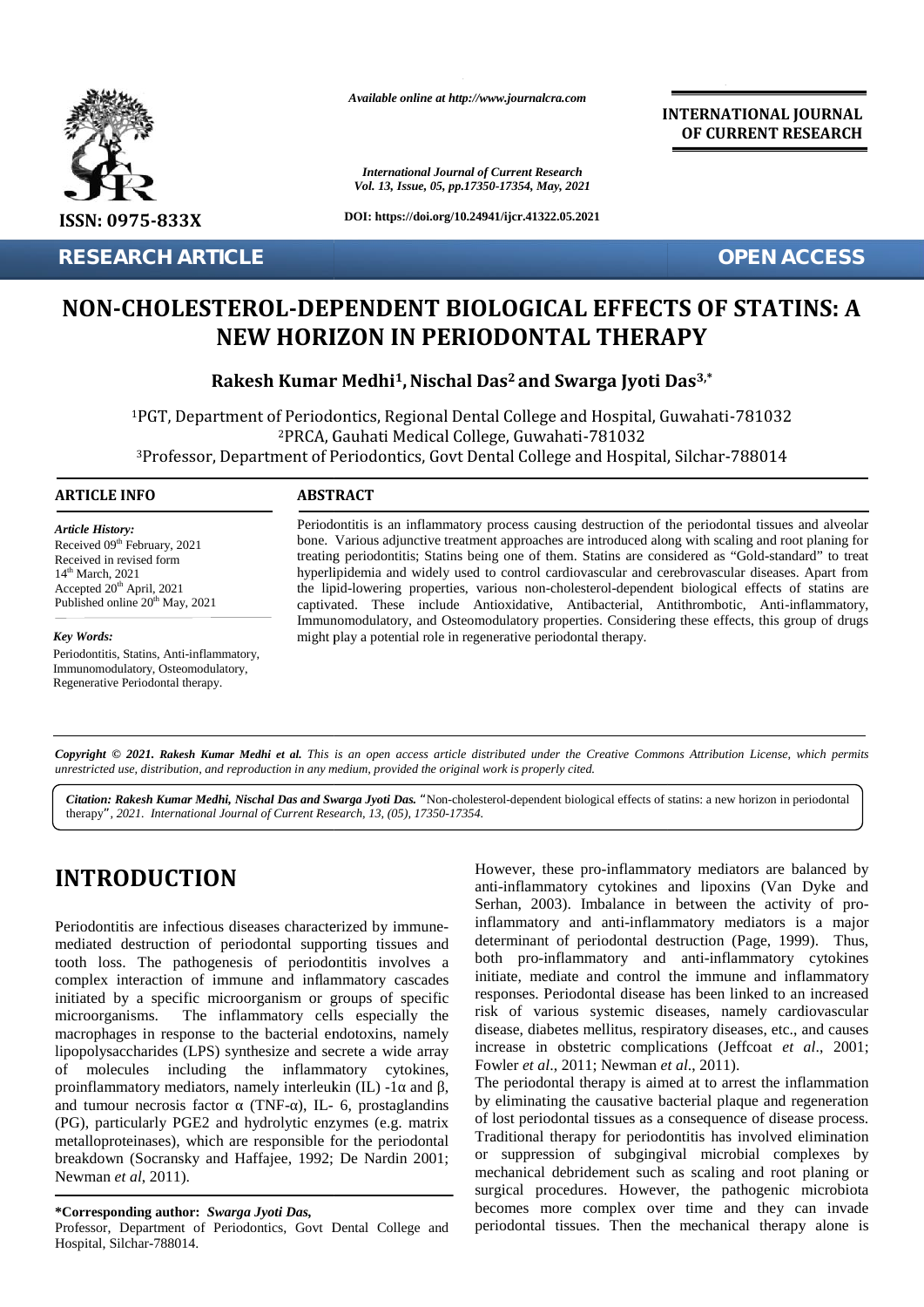Available online at http://www.journalcra.com

**INTERNATIONAL JOURNAL OF CURRENT RESEARCH**

International Journal of Current Research
Vol. 13, Issue, 05, pp.17350-17354, May, 2021

DOI: https://doi.org/10.24941/ijcr.41322.05.2021

ISSN: 0975-833X

**RESEARCH ARTICLE** **OPEN ACCESS**

# NON-CHOLESTEROL-DEPENDENT BIOLOGICAL EFFECTS OF STATINS: A NEW HORIZON IN PERIODONTAL THERAPY

**Rakesh Kumar Medhi[1], Nischal Das[2] and Swarga Jyoti Das[3,*]**

[1]PGT, Department of Periodontics, Regional Dental College and Hospital, Guwahati-781032
[2]PRCA, Gauhati Medical College, Guwahati-781032
[3]Professor, Department of Periodontics, Govt Dental College and Hospital, Silchar-788014

## ARTICLE INFO

*Article History:*
Received 09th February, 2021
Received in revised form 14th March, 2021
Accepted 20th April, 2021
Published online 20th May, 2021

*Key Words:*
Periodontitis, Statins, Anti-inflammatory, Immunomodulatory, Osteomodulatory, Regenerative Periodontal therapy.

## ABSTRACT

Periodontitis is an inflammatory process causing destruction of the periodontal tissues and alveolar bone. Various adjunctive treatment approaches are introduced along with scaling and root planing for treating periodontitis; Statins being one of them. Statins are considered as "Gold-standard" to treat hyperlipidemia and widely used to control cardiovascular and cerebrovascular diseases. Apart from the lipid-lowering properties, various non-cholesterol-dependent biological effects of statins are captivated. These include Antioxidative, Antibacterial, Antithrombotic, Anti-inflammatory, Immunomodulatory, and Osteomodulatory properties. Considering these effects, this group of drugs might play a potential role in regenerative periodontal therapy.

*Copyright © 2021. Rakesh Kumar Medhi et al. This is an open access article distributed under the Creative Commons Attribution License, which permits unrestricted use, distribution, and reproduction in any medium, provided the original work is properly cited.*

*Citation: Rakesh Kumar Medhi, Nischal Das and Swarga Jyoti Das.* "Non-cholesterol-dependent biological effects of statins: a new horizon in periodontal therapy", *2021. International Journal of Current Research, 13, (05), 17350-17354.*

# INTRODUCTION

Periodontitis are infectious diseases characterized by immune-mediated destruction of periodontal supporting tissues and tooth loss. The pathogenesis of periodontitis involves a complex interaction of immune and inflammatory cascades initiated by a specific microorganism or groups of specific microorganisms. The inflammatory cells especially the macrophages in response to the bacterial endotoxins, namely lipopolysaccharides (LPS) synthesize and secrete a wide array of molecules including the inflammatory cytokines, proinflammatory mediators, namely interleukin (IL) -1α and β, and tumour necrosis factor α (TNF-α), IL- 6, prostaglandins (PG), particularly PGE2 and hydrolytic enzymes (e.g. matrix metalloproteinases), which are responsible for the periodontal breakdown (Socransky and Haffajee, 1992; De Nardin 2001; Newman *et al*, 2011). However, these pro-inflammatory mediators are balanced by anti-inflammatory cytokines and lipoxins (Van Dyke and Serhan, 2003). Imbalance in between the activity of pro-inflammatory and anti-inflammatory mediators is a major determinant of periodontal destruction (Page, 1999). Thus, both pro-inflammatory and anti-inflammatory cytokines initiate, mediate and control the immune and inflammatory responses. Periodontal disease has been linked to an increased risk of various systemic diseases, namely cardiovascular disease, diabetes mellitus, respiratory diseases, etc., and causes increase in obstetric complications (Jeffcoat *et al*., 2001; Fowler *et al*., 2011; Newman *et al*., 2011).

The periodontal therapy is aimed at to arrest the inflammation by eliminating the causative bacterial plaque and regeneration of lost periodontal tissues as a consequence of disease process. Traditional therapy for periodontitis has involved elimination or suppression of subgingival microbial complexes by mechanical debridement such as scaling and root planing or surgical procedures. However, the pathogenic microbiota becomes more complex over time and they can invade periodontal tissues. Then the mechanical therapy alone is

**\*Corresponding author: *Swarga Jyoti Das,***
Professor, Department of Periodontics, Govt Dental College and Hospital, Silchar-788014.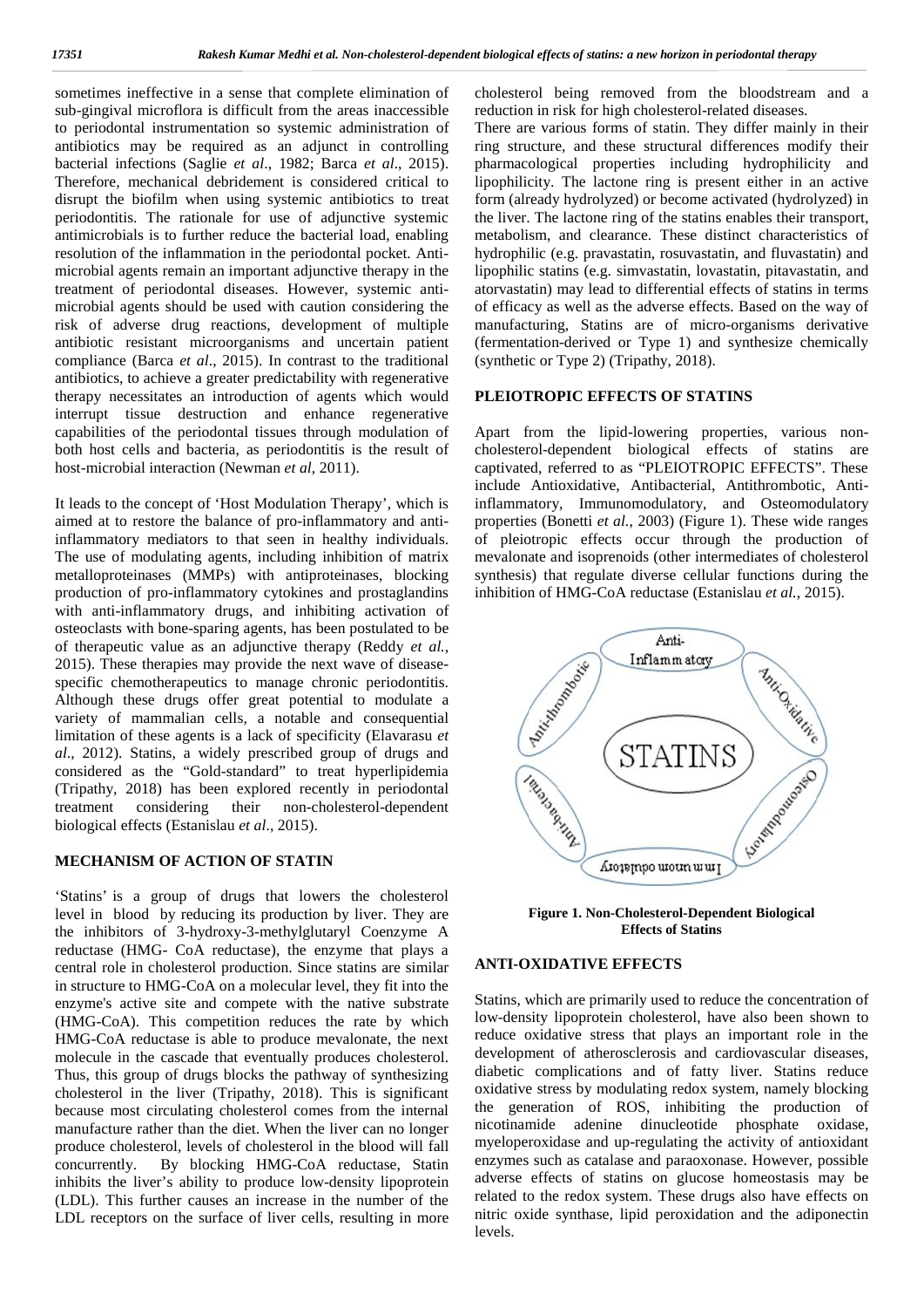sometimes ineffective in a sense that complete elimination of sub-gingival microflora is difficult from the areas inaccessible to periodontal instrumentation so systemic administration of antibiotics may be required as an adjunct in controlling bacterial infections (Saglie *et al*., 1982; Barca *et al*., 2015). Therefore, mechanical debridement is considered critical to disrupt the biofilm when using systemic antibiotics to treat periodontitis. The rationale for use of adjunctive systemic antimicrobials is to further reduce the bacterial load, enabling resolution of the inflammation in the periodontal pocket. Anti-microbial agents remain an important adjunctive therapy in the treatment of periodontal diseases. However, systemic anti-microbial agents should be used with caution considering the risk of adverse drug reactions, development of multiple antibiotic resistant microorganisms and uncertain patient compliance (Barca *et al*., 2015). In contrast to the traditional antibiotics, to achieve a greater predictability with regenerative therapy necessitates an introduction of agents which would interrupt tissue destruction and enhance regenerative capabilities of the periodontal tissues through modulation of both host cells and bacteria, as periodontitis is the result of host-microbial interaction (Newman *et al*, 2011).

It leads to the concept of 'Host Modulation Therapy', which is aimed at to restore the balance of pro-inflammatory and anti-inflammatory mediators to that seen in healthy individuals. The use of modulating agents, including inhibition of matrix metalloproteinases (MMPs) with antiproteinases, blocking production of pro-inflammatory cytokines and prostaglandins with anti-inflammatory drugs, and inhibiting activation of osteoclasts with bone-sparing agents, has been postulated to be of therapeutic value as an adjunctive therapy (Reddy *et al.,* 2015). These therapies may provide the next wave of disease-specific chemotherapeutics to manage chronic periodontitis. Although these drugs offer great potential to modulate a variety of mammalian cells, a notable and consequential limitation of these agents is a lack of specificity (Elavarasu *et al*., 2012). Statins, a widely prescribed group of drugs and considered as the "Gold-standard" to treat hyperlipidemia (Tripathy, 2018) has been explored recently in periodontal treatment considering their non-cholesterol-dependent biological effects (Estanislau *et al*., 2015).

## MECHANISM OF ACTION OF STATIN

'Statins' is a group of drugs that lowers the cholesterol level in blood by reducing its production by liver. They are the inhibitors of 3-hydroxy-3-methylglutaryl Coenzyme A reductase (HMG- CoA reductase), the enzyme that plays a central role in cholesterol production. Since statins are similar in structure to HMG-CoA on a molecular level, they fit into the enzyme's active site and compete with the native substrate (HMG-CoA). This competition reduces the rate by which HMG-CoA reductase is able to produce mevalonate, the next molecule in the cascade that eventually produces cholesterol. Thus, this group of drugs blocks the pathway of synthesizing cholesterol in the liver (Tripathy, 2018). This is significant because most circulating cholesterol comes from the internal manufacture rather than the diet. When the liver can no longer produce cholesterol, levels of cholesterol in the blood will fall concurrently. By blocking HMG-CoA reductase, Statin inhibits the liver's ability to produce low-density lipoprotein (LDL). This further causes an increase in the number of the LDL receptors on the surface of liver cells, resulting in more cholesterol being removed from the bloodstream and a reduction in risk for high cholesterol-related diseases.

There are various forms of statin. They differ mainly in their ring structure, and these structural differences modify their pharmacological properties including hydrophilicity and lipophilicity. The lactone ring is present either in an active form (already hydrolyzed) or become activated (hydrolyzed) in the liver. The lactone ring of the statins enables their transport, metabolism, and clearance. These distinct characteristics of hydrophilic (e.g. pravastatin, rosuvastatin, and fluvastatin) and lipophilic statins (e.g. simvastatin, lovastatin, pitavastatin, and atorvastatin) may lead to differential effects of statins in terms of efficacy as well as the adverse effects. Based on the way of manufacturing, Statins are of micro-organisms derivative (fermentation-derived or Type 1) and synthesize chemically (synthetic or Type 2) (Tripathy, 2018).

## PLEIOTROPIC EFFECTS OF STATINS

Apart from the lipid-lowering properties, various non-cholesterol-dependent biological effects of statins are captivated, referred to as "PLEIOTROPIC EFFECTS". These include Antioxidative, Antibacterial, Antithrombotic, Anti-inflammatory, Immunomodulatory, and Osteomodulatory properties (Bonetti *et al.*, 2003) (Figure 1). These wide ranges of pleiotropic effects occur through the production of mevalonate and isoprenoids (other intermediates of cholesterol synthesis) that regulate diverse cellular functions during the inhibition of HMG-CoA reductase (Estanislau *et al.,* 2015).

**Figure 1. Non-Cholesterol-Dependent Biological Effects of Statins**

## ANTI-OXIDATIVE EFFECTS

Statins, which are primarily used to reduce the concentration of low-density lipoprotein cholesterol, have also been shown to reduce oxidative stress that plays an important role in the development of atherosclerosis and cardiovascular diseases, diabetic complications and of fatty liver. Statins reduce oxidative stress by modulating redox system, namely blocking the generation of ROS, inhibiting the production of nicotinamide adenine dinucleotide phosphate oxidase, myeloperoxidase and up-regulating the activity of antioxidant enzymes such as catalase and paraoxonase. However, possible adverse effects of statins on glucose homeostasis may be related to the redox system. These drugs also have effects on nitric oxide synthase, lipid peroxidation and the adiponectin levels.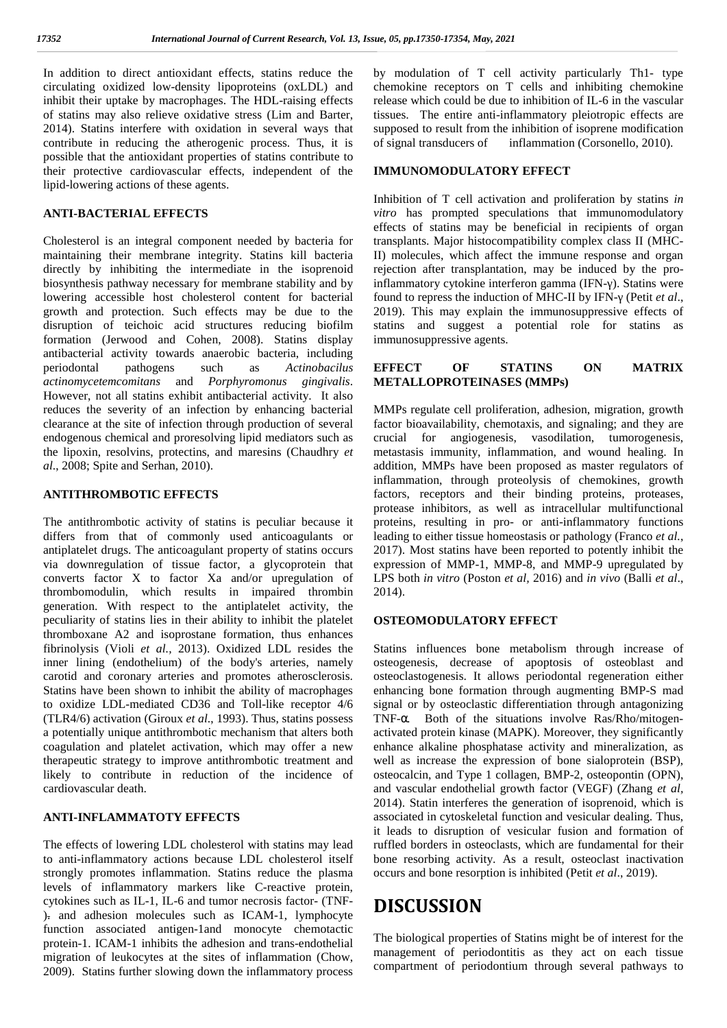In addition to direct antioxidant effects, statins reduce the circulating oxidized low-density lipoproteins (oxLDL) and inhibit their uptake by macrophages. The HDL-raising effects of statins may also relieve oxidative stress (Lim and Barter, 2014). Statins interfere with oxidation in several ways that contribute in reducing the atherogenic process. Thus, it is possible that the antioxidant properties of statins contribute to their protective cardiovascular effects, independent of the lipid-lowering actions of these agents.

## ANTI-BACTERIAL EFFECTS

Cholesterol is an integral component needed by bacteria for maintaining their membrane integrity. Statins kill bacteria directly by inhibiting the intermediate in the isoprenoid biosynthesis pathway necessary for membrane stability and by lowering accessible host cholesterol content for bacterial growth and protection. Such effects may be due to the disruption of teichoic acid structures reducing biofilm formation (Jerwood and Cohen, 2008). Statins display antibacterial activity towards anaerobic bacteria, including periodontal pathogens such as *Actinobacilus actinomycetemcomitans* and *Porphyromonus gingivalis*. However, not all statins exhibit antibacterial activity. It also reduces the severity of an infection by enhancing bacterial clearance at the site of infection through production of several endogenous chemical and proresolving lipid mediators such as the lipoxin, resolvins, protectins, and maresins (Chaudhry *et al*., 2008; Spite and Serhan, 2010).

## ANTITHROMBOTIC EFFECTS

The antithrombotic activity of statins is peculiar because it differs from that of commonly used anticoagulants or antiplatelet drugs. The anticoagulant property of statins occurs via downregulation of tissue factor, a glycoprotein that converts factor X to factor Xa and/or upregulation of thrombomodulin, which results in impaired thrombin generation. With respect to the antiplatelet activity, the peculiarity of statins lies in their ability to inhibit the platelet thromboxane A2 and isoprostane formation, thus enhances fibrinolysis (Violi *et al.,* 2013). Oxidized LDL resides the inner lining (endothelium) of the body's arteries, namely carotid and coronary arteries and promotes atherosclerosis. Statins have been shown to inhibit the ability of macrophages to oxidize LDL-mediated CD36 and Toll-like receptor 4/6 (TLR4/6) activation (Giroux *et al*., 1993). Thus, statins possess a potentially unique antithrombotic mechanism that alters both coagulation and platelet activation, which may offer a new therapeutic strategy to improve antithrombotic treatment and likely to contribute in reduction of the incidence of cardiovascular death.

## ANTI-INFLAMMATOTY EFFECTS

The effects of lowering LDL cholesterol with statins may lead to anti-inflammatory actions because LDL cholesterol itself strongly promotes inflammation. Statins reduce the plasma levels of inflammatory markers like C-reactive protein, cytokines such as IL-1, IL-6 and tumor necrosis factor- (TNF-), and adhesion molecules such as ICAM-1, lymphocyte function associated antigen-1and monocyte chemotactic protein-1. ICAM-1 inhibits the adhesion and trans-endothelial migration of leukocytes at the sites of inflammation (Chow, 2009). Statins further slowing down the inflammatory process by modulation of T cell activity particularly Th1- type chemokine receptors on T cells and inhibiting chemokine release which could be due to inhibition of IL-6 in the vascular tissues. The entire anti-inflammatory pleiotropic effects are supposed to result from the inhibition of isoprene modification of signal transducers of inflammation (Corsonello, 2010).

## IMMUNOMODULATORY EFFECT

Inhibition of T cell activation and proliferation by statins *in vitro* has prompted speculations that immunomodulatory effects of statins may be beneficial in recipients of organ transplants. Major histocompatibility complex class II (MHC-II) molecules, which affect the immune response and organ rejection after transplantation, may be induced by the pro-inflammatory cytokine interferon gamma (IFN-γ). Statins were found to repress the induction of MHC-II by IFN-γ (Petit *et al*., 2019). This may explain the immunosuppressive effects of statins and suggest a potential role for statins as immunosuppressive agents.

## EFFECT OF STATINS ON MATRIX METALLOPROTEINASES (MMPs)

MMPs regulate cell proliferation, adhesion, migration, growth factor bioavailability, chemotaxis, and signaling; and they are crucial for angiogenesis, vasodilation, tumorogenesis, metastasis immunity, inflammation, and wound healing. In addition, MMPs have been proposed as master regulators of inflammation, through proteolysis of chemokines, growth factors, receptors and their binding proteins, proteases, protease inhibitors, as well as intracellular multifunctional proteins, resulting in pro- or anti-inflammatory functions leading to either tissue homeostasis or pathology (Franco *et al.*, 2017). Most statins have been reported to potently inhibit the expression of MMP-1, MMP-8, and MMP-9 upregulated by LPS both *in vitro* (Poston *et al,* 2016) and *in vivo* (Balli *et al*., 2014).

## OSTEOMODULATORY EFFECT

Statins influences bone metabolism through increase of osteogenesis, decrease of apoptosis of osteoblast and osteoclastogenesis. It allows periodontal regeneration either enhancing bone formation through augmenting BMP-S mad signal or by osteoclastic differentiation through antagonizing TNF-α. Both of the situations involve Ras/Rho/mitogen-activated protein kinase (MAPK). Moreover, they significantly enhance alkaline phosphatase activity and mineralization, as well as increase the expression of bone sialoprotein (BSP), osteocalcin, and Type 1 collagen, BMP-2, osteopontin (OPN), and vascular endothelial growth factor (VEGF) (Zhang *et al*, 2014). Statin interferes the generation of isoprenoid, which is associated in cytoskeletal function and vesicular dealing. Thus, it leads to disruption of vesicular fusion and formation of ruffled borders in osteoclasts, which are fundamental for their bone resorbing activity. As a result, osteoclast inactivation occurs and bone resorption is inhibited (Petit *et al*., 2019).

# DISCUSSION

The biological properties of Statins might be of interest for the management of periodontitis as they act on each tissue compartment of periodontium through several pathways to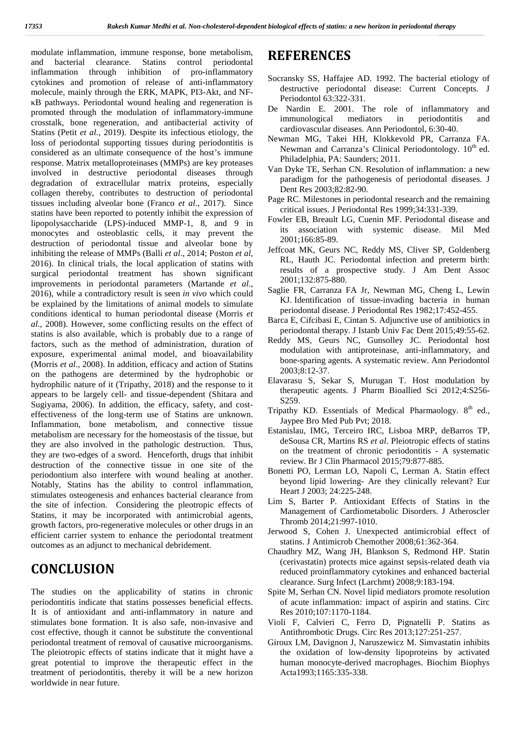modulate inflammation, immune response, bone metabolism, and bacterial clearance. Statins control periodontal inflammation through inhibition of pro-inflammatory cytokines and promotion of release of anti-inflammatory molecule, mainly through the ERK, MAPK, PI3-Akt, and NF-κB pathways. Periodontal wound healing and regeneration is promoted through the modulation of inflammatory-immune crosstalk, bone regeneration, and antibacterial activity of Statins (Petit *et al.*, 2019). Despite its infectious etiology, the loss of periodontal supporting tissues during periodontitis is considered as an ultimate consequence of the host's immune response. Matrix metalloproteinases (MMPs) are key proteases involved in destructive periodontal diseases through degradation of extracellular matrix proteins, especially collagen thereby, contributes to destruction of periodontal tissues including alveolar bone (Franco *et al*., 2017). Since statins have been reported to potently inhibit the expression of lipopolysaccharide (LPS)-induced MMP-1, 8, and 9 in monocytes and osteoblastic cells, it may prevent the destruction of periodontal tissue and alveolar bone by inhibiting the release of MMPs (Balli *et al*., 2014; Poston *et al*, 2016). In clinical trials, the local application of statins with surgical periodontal treatment has shown significant improvements in periodontal parameters (Martande *et al*., 2016), while a contradictory result is seen *in vivo* which could be explained by the limitations of animal models to simulate conditions identical to human periodontal disease (Morris *et al*., 2008). However, some conflicting results on the effect of statins is also available, which is probably due to a range of factors, such as the method of administration, duration of exposure, experimental animal model, and bioavailability (Morris *et al*., 2008). In addition, efficacy and action of Statins on the pathogens are determined by the hydrophobic or hydrophilic nature of it (Tripathy, 2018) and the response to it appears to be largely cell- and tissue-dependent (Shitara and Sugiyama, 2006). In addition, the efficacy, safety, and cost-effectiveness of the long-term use of Statins are unknown. Inflammation, bone metabolism, and connective tissue metabolism are necessary for the homeostasis of the tissue, but they are also involved in the pathologic destruction. Thus, they are two-edges of a sword. Henceforth, drugs that inhibit destruction of the connective tissue in one site of the periodontium also interfere with wound healing at another. Notably, Statins has the ability to control inflammation, stimulates osteogenesis and enhances bacterial clearance from the site of infection. Considering the pleotropic effects of Statins, it may be incorporated with antimicrobial agents, growth factors, pro-regenerative molecules or other drugs in an efficient carrier system to enhance the periodontal treatment outcomes as an adjunct to mechanical debridement.

## CONCLUSION

The studies on the applicability of statins in chronic periodontitis indicate that statins possesses beneficial effects. It is of antioxidant and anti-inflammatory in nature and stimulates bone formation. It is also safe, non-invasive and cost effective, though it cannot be substitute the conventional periodontal treatment of removal of causative microorganisms. The pleiotropic effects of statins indicate that it might have a great potential to improve the therapeutic effect in the treatment of periodontitis, thereby it will be a new horizon worldwide in near future.

## REFERENCES

Socransky SS, Haffajee AD. 1992. The bacterial etiology of destructive periodontal disease: Current Concepts. J Periodontol 63:322-331.

De Nardin E. 2001. The role of inflammatory and immunological mediators in periodontitis and cardiovascular diseases. Ann Periodontol, 6:30-40.

Newman MG, Takei HH, Klokkevold PR, Carranza FA. Newman and Carranza's Clinical Periodontology. 10th ed. Philadelphia, PA: Saunders; 2011.

Van Dyke TE, Serhan CN. Resolution of inflammation: a new paradigm for the pathogenesis of periodontal diseases. J Dent Res 2003;82:82-90.

Page RC. Milestones in periodontal research and the remaining critical issues. J Periodontal Res 1999;34:331-339.

Fowler EB, Breault LG, Cuenin MF. Periodontal disease and its association with systemic disease. Mil Med 2001;166:85-89.

Jeffcoat MK, Geurs NC, Reddy MS, Cliver SP, Goldenberg RL, Hauth JC. Periodontal infection and preterm birth: results of a prospective study. J Am Dent Assoc 2001;132:875-880.

Saglie FR, Carranza FA Jr, Newman MG, Cheng L, Lewin KJ. Identification of tissue-invading bacteria in human periodontal disease. J Periodontal Res 1982;17:452-455.

Barca E, Cifcibasi E, Cintan S. Adjunctive use of antibiotics in periodontal therapy. J Istanb Univ Fac Dent 2015;49:55-62.

Reddy MS, Geurs NC, Gunsolley JC. Periodontal host modulation with antiproteinase, anti-inflammatory, and bone-sparing agents. A systematic review. Ann Periodontol 2003;8:12-37.

Elavarasu S, Sekar S, Murugan T. Host modulation by therapeutic agents. J Pharm Bioallied Sci 2012;4:S256-S259.

Tripathy KD. Essentials of Medical Pharmaology. 8th ed., Jaypee Bro Med Pub Pvt; 2018.

Estanislau, IMG, Terceiro IRC, Lisboa MRP, deBarros TP, deSousa CR, Martins RS *et al*. Pleiotropic effects of statins on the treatment of chronic periodontitis - A systematic review. Br J Clin Pharmacol 2015;79:877-885.

Bonetti PO, Lerman LO, Napoli C, Lerman A. Statin effect beyond lipid lowering- Are they clinically relevant? Eur Heart J 2003; 24:225-248.

Lim S, Barter P. Antioxidant Effects of Statins in the Management of Cardiometabolic Disorders. J Atheroscler Thromb 2014;21:997-1010.

Jerwood S, Cohen J. Unexpected antimicrobial effect of statins. J Antimicrob Chemother 2008;61:362-364.

Chaudhry MZ, Wang JH, Blankson S, Redmond HP. Statin (cerivastatin) protects mice against sepsis-related death via reduced proinflammatory cytokines and enhanced bacterial clearance. Surg Infect (Larchmt) 2008;9:183-194.

Spite M, Serhan CN. Novel lipid mediators promote resolution of acute inflammation: impact of aspirin and statins. Circ Res 2010;107:1170-1184.

Violi F, Calvieri C, Ferro D, Pignatelli P. Statins as Antithrombotic Drugs. Circ Res 2013;127:251-257.

Giroux LM, Davignon J, Naruszewicz M. Simvastatin inhibits the oxidation of low-density lipoproteins by activated human monocyte-derived macrophages. Biochim Biophys Acta1993;1165:335-338.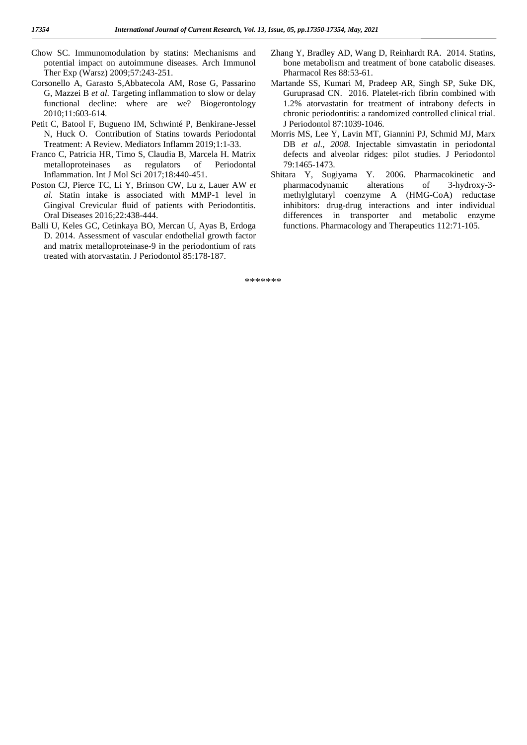Chow SC. Immunomodulation by statins: Mechanisms and potential impact on autoimmune diseases. Arch Immunol Ther Exp (Warsz) 2009;57:243-251.

Corsonello A, Garasto S,Abbatecola AM, Rose G, Passarino G, Mazzei B *et al*. Targeting inflammation to slow or delay functional decline: where are we? Biogerontology 2010;11:603-614.

Petit C, Batool F, Bugueno IM, Schwinté P, Benkirane-Jessel N, Huck O. Contribution of Statins towards Periodontal Treatment: A Review. Mediators Inflamm 2019;1:1-33.

Franco C, Patricia HR, Timo S, Claudia B, Marcela H. Matrix metalloproteinases as regulators of Periodontal Inflammation. Int J Mol Sci 2017;18:440-451.

Poston CJ, Pierce TC, Li Y, Brinson CW, Lu z, Lauer AW *et al.* Statin intake is associated with MMP-1 level in Gingival Crevicular fluid of patients with Periodontitis. Oral Diseases 2016;22:438-444.

Balli U, Keles GC, Cetinkaya BO, Mercan U, Ayas B, Erdoga D. 2014. Assessment of vascular endothelial growth factor and matrix metalloproteinase-9 in the periodontium of rats treated with atorvastatin. J Periodontol 85:178-187.

Zhang Y, Bradley AD, Wang D, Reinhardt RA. 2014. Statins, bone metabolism and treatment of bone catabolic diseases. Pharmacol Res 88:53-61.

Martande SS, Kumari M, Pradeep AR, Singh SP, Suke DK, Guruprasad CN. 2016. Platelet-rich fibrin combined with 1.2% atorvastatin for treatment of intrabony defects in chronic periodontitis: a randomized controlled clinical trial. J Periodontol 87:1039-1046.

Morris MS, Lee Y, Lavin MT, Giannini PJ, Schmid MJ, Marx DB *et al., 2008.* Injectable simvastatin in periodontal defects and alveolar ridges: pilot studies. J Periodontol 79:1465-1473.

Shitara Y, Sugiyama Y. 2006. Pharmacokinetic and pharmacodynamic alterations of 3-hydroxy-3-methylglutaryl coenzyme A (HMG-CoA) reductase inhibitors: drug-drug interactions and inter individual differences in transporter and metabolic enzyme functions. Pharmacology and Therapeutics 112:71-105.

*******